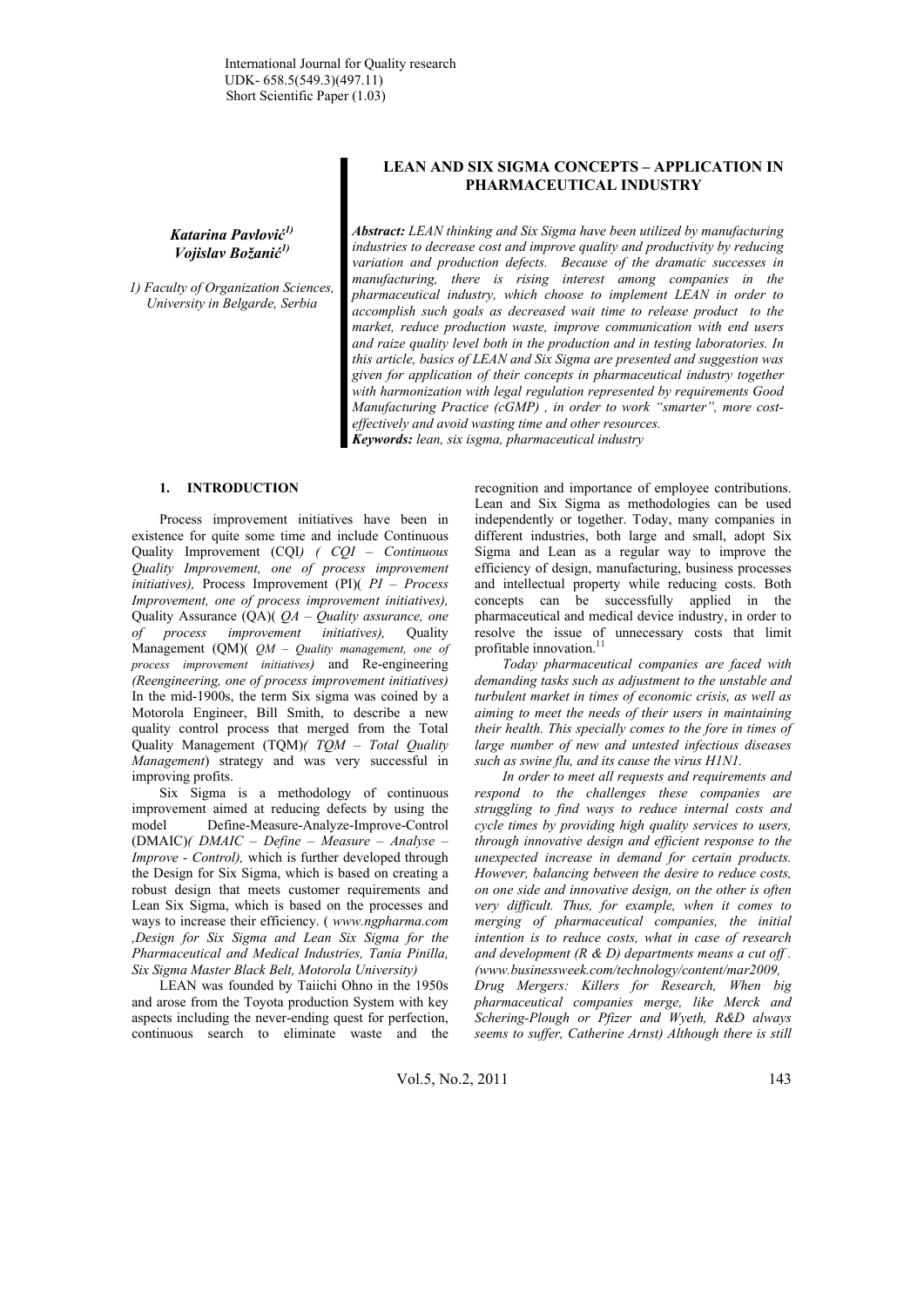International Journal for Quality research
UDK- 658.5(549.3)(497.11)
Short Scientific Paper (1.03)

# LEAN AND SIX SIGMA CONCEPTS – APPLICATION IN PHARMACEUTICAL INDUSTRY

***Katarina Pavlović[1]***
***Vojislav Božanić[1]***

*1) Faculty of Organization Sciences, University in Belgarde, Serbia*

***Abstract:*** *LEAN thinking and Six Sigma have been utilized by manufacturing industries to decrease cost and improve quality and productivity by reducing variation and production defects. Because of the dramatic successes in manufacturing, there is rising interest among companies in the pharmaceutical industry, which choose to implement LEAN in order to accomplish such goals as decreased wait time to release product to the market, reduce production waste, improve communication with end users and raize quality level both in the production and in testing laboratories. In this article, basics of LEAN and Six Sigma are presented and suggestion was given for application of their concepts in pharmaceutical industry together with harmonization with legal regulation represented by requirements Good Manufacturing Practice (cGMP) , in order to work "smarter", more cost-effectively and avoid wasting time and other resources.*

***Keywords:*** *lean, six isgma, pharmaceutical industry*

## 1. INTRODUCTION

Process improvement initiatives have been in existence for quite some time and include Continuous Quality Improvement (CQI*) ( CQI – Continuous Quality Improvement, one of process improvement initiatives),* Process Improvement (PI)( *PI – Process Improvement, one of process improvement initiatives),* Quality Assurance (QA)( *QA – Quality assurance, one of process improvement initiatives),* Quality Management (QM)( *QM – Quality management, one of process improvement initiatives)* and Re-engineering *(Reengineering, one of process improvement initiatives)* In the mid-1900s, the term Six sigma was coined by a Motorola Engineer, Bill Smith, to describe a new quality control process that merged from the Total Quality Management (TQM)*( TQM – Total Quality Management*) strategy and was very successful in improving profits.

Six Sigma is a methodology of continuous improvement aimed at reducing defects by using the model Define-Measure-Analyze-Improve-Control (DMAIC)*( DMAIC – Define – Measure – Analyse – Improve - Control),* which is further developed through the Design for Six Sigma, which is based on creating a robust design that meets customer requirements and Lean Six Sigma, which is based on the processes and ways to increase their efficiency. ( *www.ngpharma.com ,Design for Six Sigma and Lean Six Sigma for the Pharmaceutical and Medical Industries, Tania Pinilla, Six Sigma Master Black Belt, Motorola University)*

LEAN was founded by Taiichi Ohno in the 1950s and arose from the Toyota production System with key aspects including the never-ending quest for perfection, continuous search to eliminate waste and the recognition and importance of employee contributions. Lean and Six Sigma as methodologies can be used independently or together. Today, many companies in different industries, both large and small, adopt Six Sigma and Lean as a regular way to improve the efficiency of design, manufacturing, business processes and intellectual property while reducing costs. Both concepts can be successfully applied in the pharmaceutical and medical device industry, in order to resolve the issue of unnecessary costs that limit profitable innovation.[11]

*Today pharmaceutical companies are faced with demanding tasks such as adjustment to the unstable and turbulent market in times of economic crisis, as well as aiming to meet the needs of their users in maintaining their health. This specially comes to the fore in times of large number of new and untested infectious diseases such as swine flu, and its cause the virus H1N1.*

*In order to meet all requests and requirements and respond to the challenges these companies are struggling to find ways to reduce internal costs and cycle times by providing high quality services to users, through innovative design and efficient response to the unexpected increase in demand for certain products. However, balancing between the desire to reduce costs, on one side and innovative design, on the other is often very difficult. Thus, for example, when it comes to merging of pharmaceutical companies, the initial intention is to reduce costs, what in case of research and development (R & D) departments means a cut off . (www.businessweek.com/technology/content/mar2009, Drug Mergers: Killers for Research, When big pharmaceutical companies merge, like Merck and Schering-Plough or Pfizer and Wyeth, R&D always seems to suffer, Catherine Arnst) Although there is still*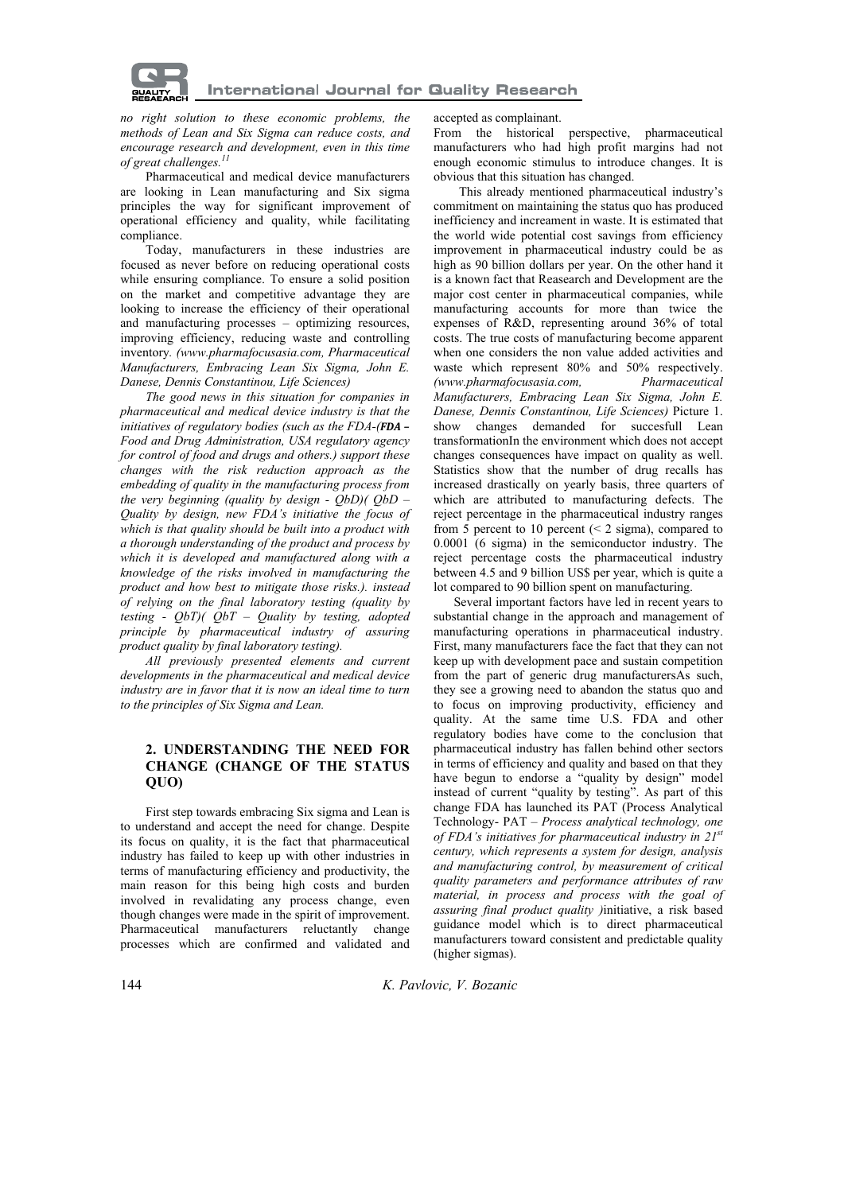*no right solution to these economic problems, the methods of Lean and Six Sigma can reduce costs, and encourage research and development, even in this time of great challenges.*[11]

Pharmaceutical and medical device manufacturers are looking in Lean manufacturing and Six sigma principles the way for significant improvement of operational efficiency and quality, while facilitating compliance.

Today, manufacturers in these industries are focused as never before on reducing operational costs while ensuring compliance. To ensure a solid position on the market and competitive advantage they are looking to increase the efficiency of their operational and manufacturing processes – optimizing resources, improving efficiency, reducing waste and controlling inventory. *(www.pharmafocusasia.com, Pharmaceutical Manufacturers, Embracing Lean Six Sigma, John E. Danese, Dennis Constantinou, Life Sciences)*

*The good news in this situation for companies in pharmaceutical and medical device industry is that the initiatives of regulatory bodies (such as the FDA-(**FDA –** Food and Drug Administration, USA regulatory agency for control of food and drugs and others.) support these changes with the risk reduction approach as the embedding of quality in the manufacturing process from the very beginning (quality by design - QbD)( QbD – Quality by design, new FDA's initiative the focus of which is that quality should be built into a product with a thorough understanding of the product and process by which it is developed and manufactured along with a knowledge of the risks involved in manufacturing the product and how best to mitigate those risks.). instead of relying on the final laboratory testing (quality by testing - QbT)( QbT – Quality by testing, adopted principle by pharmaceutical industry of assuring product quality by final laboratory testing).*

*All previously presented elements and current developments in the pharmaceutical and medical device industry are in favor that it is now an ideal time to turn to the principles of Six Sigma and Lean.*

## 2. UNDERSTANDING THE NEED FOR CHANGE (CHANGE OF THE STATUS QUO)

First step towards embracing Six sigma and Lean is to understand and accept the need for change. Despite its focus on quality, it is the fact that pharmaceutical industry has failed to keep up with other industries in terms of manufacturing efficiency and productivity, the main reason for this being high costs and burden involved in revalidating any process change, even though changes were made in the spirit of improvement. Pharmaceutical manufacturers reluctantly change processes which are confirmed and validated and accepted as complainant.

From the historical perspective, pharmaceutical manufacturers who had high profit margins had not enough economic stimulus to introduce changes. It is obvious that this situation has changed.

This already mentioned pharmaceutical industry's commitment on maintaining the status quo has produced inefficiency and increament in waste. It is estimated that the world wide potential cost savings from efficiency improvement in pharmaceutical industry could be as high as 90 billion dollars per year. On the other hand it is a known fact that Reasearch and Development are the major cost center in pharmaceutical companies, while manufacturing accounts for more than twice the expenses of R&D, representing around 36% of total costs. The true costs of manufacturing become apparent when one considers the non value added activities and waste which represent 80% and 50% respectively. *(www.pharmafocusasia.com, Pharmaceutical Manufacturers, Embracing Lean Six Sigma, John E. Danese, Dennis Constantinou, Life Sciences)* Picture 1. show changes demanded for succesfull Lean transformationIn the environment which does not accept changes consequences have impact on quality as well. Statistics show that the number of drug recalls has increased drastically on yearly basis, three quarters of which are attributed to manufacturing defects. The reject percentage in the pharmaceutical industry ranges from 5 percent to 10 percent (< 2 sigma), compared to 0.0001 (6 sigma) in the semiconductor industry. The reject percentage costs the pharmaceutical industry between 4.5 and 9 billion US$ per year, which is quite a lot compared to 90 billion spent on manufacturing.

Several important factors have led in recent years to substantial change in the approach and management of manufacturing operations in pharmaceutical industry. First, many manufacturers face the fact that they can not keep up with development pace and sustain competition from the part of generic drug manufacturersAs such, they see a growing need to abandon the status quo and to focus on improving productivity, efficiency and quality. At the same time U.S. FDA and other regulatory bodies have come to the conclusion that pharmaceutical industry has fallen behind other sectors in terms of efficiency and quality and based on that they have begun to endorse a "quality by design" model instead of current "quality by testing". As part of this change FDA has launched its PAT (Process Analytical Technology- PAT – *Process analytical technology, one of FDA's initiatives for pharmaceutical industry in 21st century, which represents a system for design, analysis and manufacturing control, by measurement of critical quality parameters and performance attributes of raw material, in process and process with the goal of assuring final product quality )*initiative, a risk based guidance model which is to direct pharmaceutical manufacturers toward consistent and predictable quality (higher sigmas).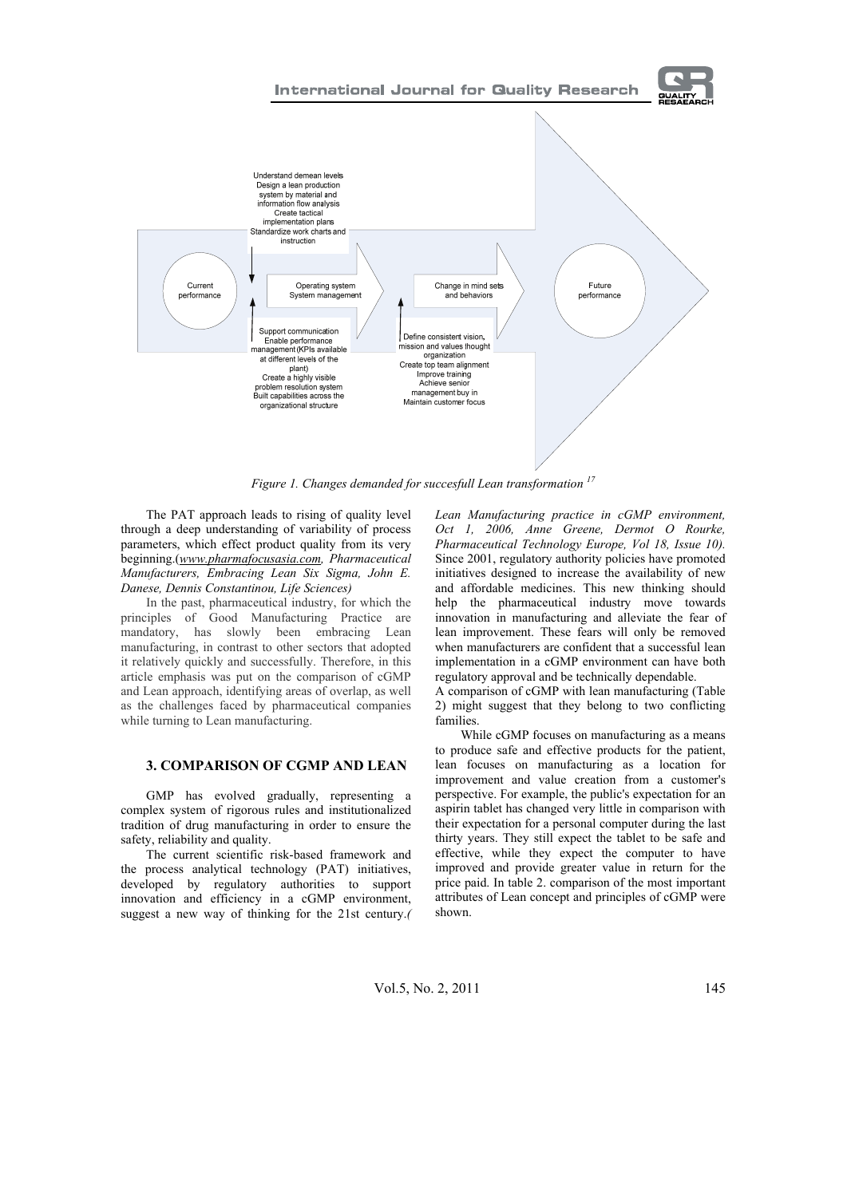Understand demean levels
Design a lean production system by material and information flow analysis
Create tactical implementation plans
Standardize work charts and instruction

Current performance → Operating system System management → Change in mind sets and behaviors → Future performance

Support communication
Enable performance management (KPIs available at different levels of the plant)
Create a highly visible problem resolution system
Built capabilities across the organizational structure

Define consistent vision, mission and values thought organization
Create top team alignment
Improve training
Achieve senior management buy in
Maintain customer focus

*Figure 1. Changes demanded for succesfull Lean transformation* [17]

The PAT approach leads to rising of quality level through a deep understanding of variability of process parameters, which effect product quality from its very beginning.(*www.pharmafocusasia.com, Pharmaceutical Manufacturers, Embracing Lean Six Sigma, John E. Danese, Dennis Constantinou, Life Sciences)*

In the past, pharmaceutical industry, for which the principles of Good Manufacturing Practice are mandatory, has slowly been embracing Lean manufacturing, in contrast to other sectors that adopted it relatively quickly and successfully. Therefore, in this article emphasis was put on the comparison of cGMP and Lean approach, identifying areas of overlap, as well as the challenges faced by pharmaceutical companies while turning to Lean manufacturing.

## 3. COMPARISON OF CGMP AND LEAN

GMP has evolved gradually, representing a complex system of rigorous rules and institutionalized tradition of drug manufacturing in order to ensure the safety, reliability and quality.

The current scientific risk-based framework and the process analytical technology (PAT) initiatives, developed by regulatory authorities to support innovation and efficiency in a cGMP environment, suggest a new way of thinking for the 21st century.*( Lean Manufacturing practice in cGMP environment, Oct 1, 2006, Anne Greene, Dermot O Rourke, Pharmaceutical Technology Europe, Vol 18, Issue 10).* Since 2001, regulatory authority policies have promoted initiatives designed to increase the availability of new and affordable medicines. This new thinking should help the pharmaceutical industry move towards innovation in manufacturing and alleviate the fear of lean improvement. These fears will only be removed when manufacturers are confident that a successful lean implementation in a cGMP environment can have both regulatory approval and be technically dependable.

A comparison of cGMP with lean manufacturing (Table 2) might suggest that they belong to two conflicting families.

While cGMP focuses on manufacturing as a means to produce safe and effective products for the patient, lean focuses on manufacturing as a location for improvement and value creation from a customer's perspective. For example, the public's expectation for an aspirin tablet has changed very little in comparison with their expectation for a personal computer during the last thirty years. They still expect the tablet to be safe and effective, while they expect the computer to have improved and provide greater value in return for the price paid. In table 2. comparison of the most important attributes of Lean concept and principles of cGMP were shown.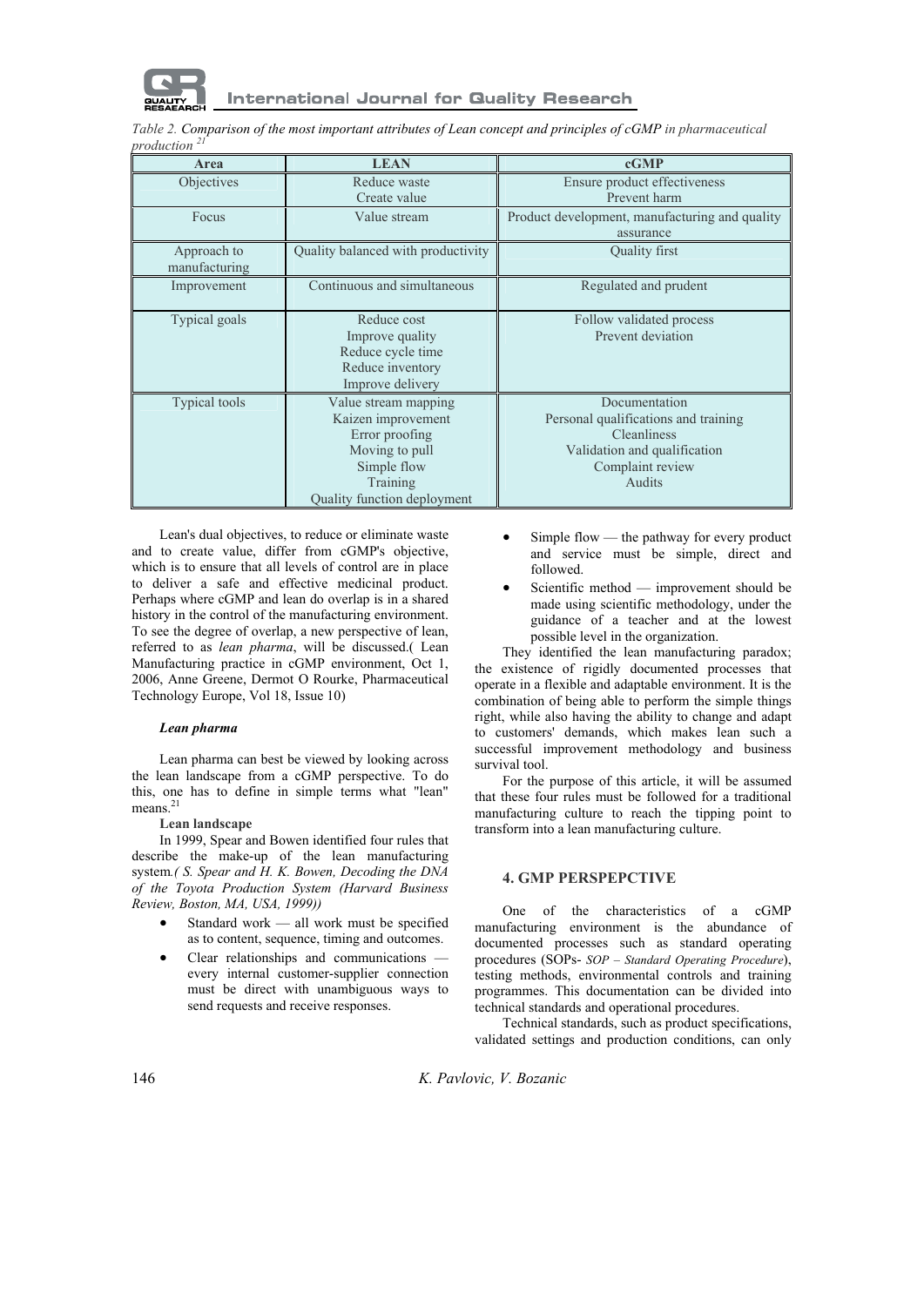*Table 2. **Comparison of the most important attributes of Lean concept and principles of cGMP** in pharmaceutical production* [21]

| Area | LEAN | cGMP |
|---|---|---|
| Objectives | Reduce waste<br>Create value | Ensure product effectiveness<br>Prevent harm |
| Focus | Value stream | Product development, manufacturing and quality assurance |
| Approach to manufacturing | Quality balanced with productivity | Quality first |
| Improvement | Continuous and simultaneous | Regulated and prudent |
| Typical goals | Reduce cost<br>Improve quality<br>Reduce cycle time<br>Reduce inventory<br>Improve delivery | Follow validated process<br>Prevent deviation |
| Typical tools | Value stream mapping<br>Kaizen improvement<br>Error proofing<br>Moving to pull<br>Simple flow<br>Training<br>Quality function deployment | Documentation<br>Personal qualifications and training<br>Cleanliness<br>Validation and qualification<br>Complaint review<br>Audits |

Lean's dual objectives, to reduce or eliminate waste and to create value, differ from cGMP's objective, which is to ensure that all levels of control are in place to deliver a safe and effective medicinal product. Perhaps where cGMP and lean do overlap is in a shared history in the control of the manufacturing environment. To see the degree of overlap, a new perspective of lean, referred to as *lean pharma*, will be discussed.( Lean Manufacturing practice in cGMP environment, Oct 1, 2006, Anne Greene, Dermot O Rourke, Pharmaceutical Technology Europe, Vol 18, Issue 10)

### *Lean pharma*

Lean pharma can best be viewed by looking across the lean landscape from a cGMP perspective. To do this, one has to define in simple terms what "lean" means.[21]

**Lean landscape**

In 1999, Spear and Bowen identified four rules that describe the make-up of the lean manufacturing system.*( S. Spear and H. K. Bowen, Decoding the DNA of the Toyota Production System (Harvard Business Review, Boston, MA, USA, 1999))*

- Standard work — all work must be specified as to content, sequence, timing and outcomes.
- Clear relationships and communications — every internal customer-supplier connection must be direct with unambiguous ways to send requests and receive responses.
- Simple flow — the pathway for every product and service must be simple, direct and followed.
- Scientific method — improvement should be made using scientific methodology, under the guidance of a teacher and at the lowest possible level in the organization.

They identified the lean manufacturing paradox; the existence of rigidly documented processes that operate in a flexible and adaptable environment. It is the combination of being able to perform the simple things right, while also having the ability to change and adapt to customers' demands, which makes lean such a successful improvement methodology and business survival tool.

For the purpose of this article, it will be assumed that these four rules must be followed for a traditional manufacturing culture to reach the tipping point to transform into a lean manufacturing culture.

## 4. GMP PERSPEPCTIVE

One of the characteristics of a cGMP manufacturing environment is the abundance of documented processes such as standard operating procedures (SOPs- *SOP – Standard Operating Procedure*), testing methods, environmental controls and training programmes. This documentation can be divided into technical standards and operational procedures.

Technical standards, such as product specifications, validated settings and production conditions, can only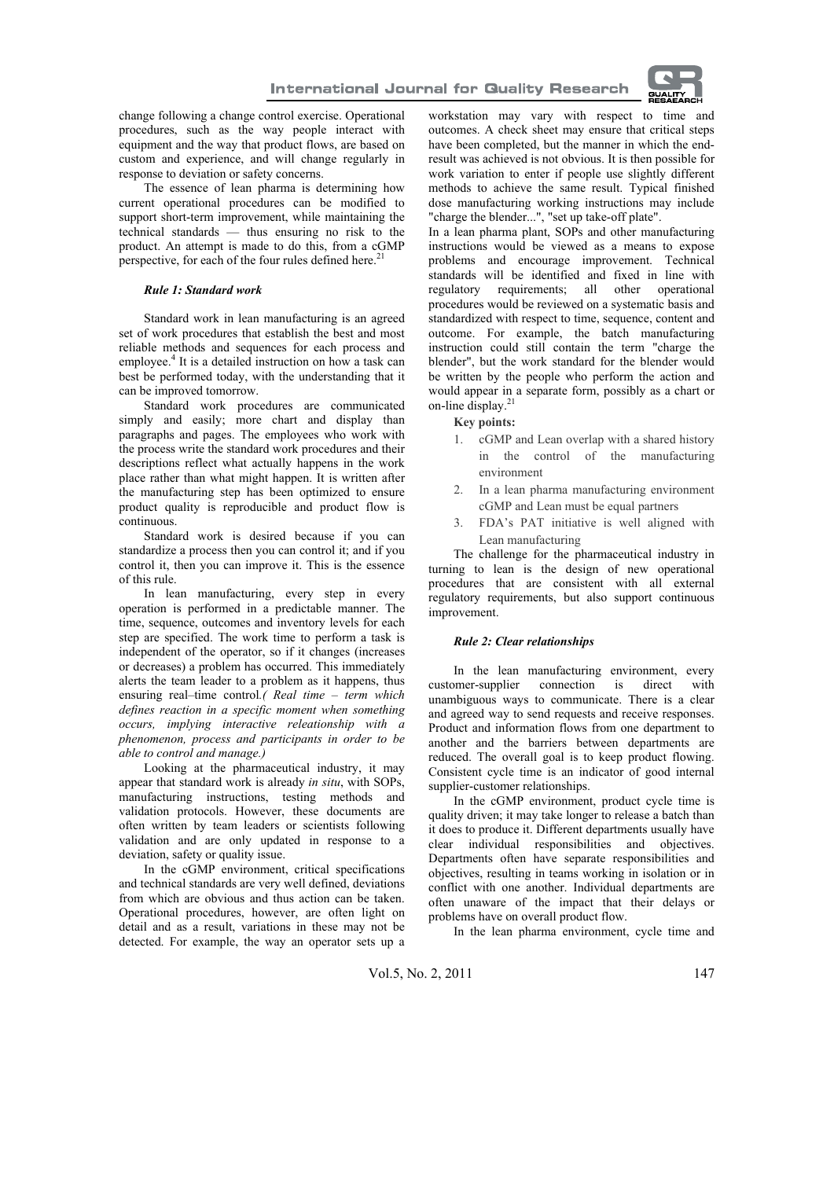change following a change control exercise. Operational procedures, such as the way people interact with equipment and the way that product flows, are based on custom and experience, and will change regularly in response to deviation or safety concerns.

The essence of lean pharma is determining how current operational procedures can be modified to support short-term improvement, while maintaining the technical standards — thus ensuring no risk to the product. An attempt is made to do this, from a cGMP perspective, for each of the four rules defined here.[21]

***Rule 1: Standard work***

Standard work in lean manufacturing is an agreed set of work procedures that establish the best and most reliable methods and sequences for each process and employee.[4] It is a detailed instruction on how a task can best be performed today, with the understanding that it can be improved tomorrow.

Standard work procedures are communicated simply and easily; more chart and display than paragraphs and pages. The employees who work with the process write the standard work procedures and their descriptions reflect what actually happens in the work place rather than what might happen. It is written after the manufacturing step has been optimized to ensure product quality is reproducible and product flow is continuous.

Standard work is desired because if you can standardize a process then you can control it; and if you control it, then you can improve it. This is the essence of this rule.

In lean manufacturing, every step in every operation is performed in a predictable manner. The time, sequence, outcomes and inventory levels for each step are specified. The work time to perform a task is independent of the operator, so if it changes (increases or decreases) a problem has occurred. This immediately alerts the team leader to a problem as it happens, thus ensuring real–time control*.( Real time – term which defines reaction in a specific moment when something occurs, implying interactive releationship with a phenomenon, process and participants in order to be able to control and manage.)*

Looking at the pharmaceutical industry, it may appear that standard work is already *in situ*, with SOPs, manufacturing instructions, testing methods and validation protocols. However, these documents are often written by team leaders or scientists following validation and are only updated in response to a deviation, safety or quality issue.

In the cGMP environment, critical specifications and technical standards are very well defined, deviations from which are obvious and thus action can be taken. Operational procedures, however, are often light on detail and as a result, variations in these may not be detected. For example, the way an operator sets up a workstation may vary with respect to time and outcomes. A check sheet may ensure that critical steps have been completed, but the manner in which the end-result was achieved is not obvious. It is then possible for work variation to enter if people use slightly different methods to achieve the same result. Typical finished dose manufacturing working instructions may include "charge the blender...", "set up take-off plate".

In a lean pharma plant, SOPs and other manufacturing instructions would be viewed as a means to expose problems and encourage improvement. Technical standards will be identified and fixed in line with regulatory requirements; all other operational procedures would be reviewed on a systematic basis and standardized with respect to time, sequence, content and outcome. For example, the batch manufacturing instruction could still contain the term "charge the blender", but the work standard for the blender would be written by the people who perform the action and would appear in a separate form, possibly as a chart or on-line display.[21]

**Key points:**

1. cGMP and Lean overlap with a shared history in the control of the manufacturing environment
2. In a lean pharma manufacturing environment cGMP and Lean must be equal partners
3. FDA's PAT initiative is well aligned with Lean manufacturing

The challenge for the pharmaceutical industry in turning to lean is the design of new operational procedures that are consistent with all external regulatory requirements, but also support continuous improvement.

***Rule 2: Clear relationships***

In the lean manufacturing environment, every customer-supplier connection is direct with unambiguous ways to communicate. There is a clear and agreed way to send requests and receive responses. Product and information flows from one department to another and the barriers between departments are reduced. The overall goal is to keep product flowing. Consistent cycle time is an indicator of good internal supplier-customer relationships.

In the cGMP environment, product cycle time is quality driven; it may take longer to release a batch than it does to produce it. Different departments usually have clear individual responsibilities and objectives. Departments often have separate responsibilities and objectives, resulting in teams working in isolation or in conflict with one another. Individual departments are often unaware of the impact that their delays or problems have on overall product flow.

In the lean pharma environment, cycle time and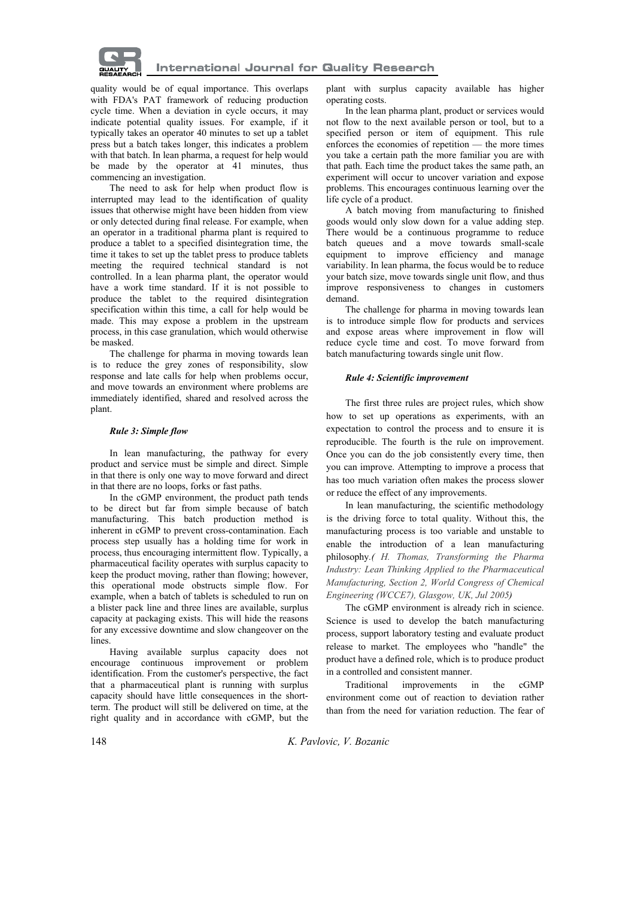quality would be of equal importance. This overlaps with FDA's PAT framework of reducing production cycle time. When a deviation in cycle occurs, it may indicate potential quality issues. For example, if it typically takes an operator 40 minutes to set up a tablet press but a batch takes longer, this indicates a problem with that batch. In lean pharma, a request for help would be made by the operator at 41 minutes, thus commencing an investigation.

The need to ask for help when product flow is interrupted may lead to the identification of quality issues that otherwise might have been hidden from view or only detected during final release. For example, when an operator in a traditional pharma plant is required to produce a tablet to a specified disintegration time, the time it takes to set up the tablet press to produce tablets meeting the required technical standard is not controlled. In a lean pharma plant, the operator would have a work time standard. If it is not possible to produce the tablet to the required disintegration specification within this time, a call for help would be made. This may expose a problem in the upstream process, in this case granulation, which would otherwise be masked.

The challenge for pharma in moving towards lean is to reduce the grey zones of responsibility, slow response and late calls for help when problems occur, and move towards an environment where problems are immediately identified, shared and resolved across the plant.

### *Rule 3: Simple flow*

In lean manufacturing, the pathway for every product and service must be simple and direct. Simple in that there is only one way to move forward and direct in that there are no loops, forks or fast paths.

In the cGMP environment, the product path tends to be direct but far from simple because of batch manufacturing. This batch production method is inherent in cGMP to prevent cross-contamination. Each process step usually has a holding time for work in process, thus encouraging intermittent flow. Typically, a pharmaceutical facility operates with surplus capacity to keep the product moving, rather than flowing; however, this operational mode obstructs simple flow. For example, when a batch of tablets is scheduled to run on a blister pack line and three lines are available, surplus capacity at packaging exists. This will hide the reasons for any excessive downtime and slow changeover on the lines.

Having available surplus capacity does not encourage continuous improvement or problem identification. From the customer's perspective, the fact that a pharmaceutical plant is running with surplus capacity should have little consequences in the short-term. The product will still be delivered on time, at the right quality and in accordance with cGMP, but the plant with surplus capacity available has higher operating costs.

In the lean pharma plant, product or services would not flow to the next available person or tool, but to a specified person or item of equipment. This rule enforces the economies of repetition — the more times you take a certain path the more familiar you are with that path. Each time the product takes the same path, an experiment will occur to uncover variation and expose problems. This encourages continuous learning over the life cycle of a product.

A batch moving from manufacturing to finished goods would only slow down for a value adding step. There would be a continuous programme to reduce batch queues and a move towards small-scale equipment to improve efficiency and manage variability. In lean pharma, the focus would be to reduce your batch size, move towards single unit flow, and thus improve responsiveness to changes in customers demand.

The challenge for pharma in moving towards lean is to introduce simple flow for products and services and expose areas where improvement in flow will reduce cycle time and cost. To move forward from batch manufacturing towards single unit flow.

### *Rule 4: Scientific improvement*

The first three rules are project rules, which show how to set up operations as experiments, with an expectation to control the process and to ensure it is reproducible. The fourth is the rule on improvement. Once you can do the job consistently every time, then you can improve. Attempting to improve a process that has too much variation often makes the process slower or reduce the effect of any improvements.

In lean manufacturing, the scientific methodology is the driving force to total quality. Without this, the manufacturing process is too variable and unstable to enable the introduction of a lean manufacturing philosophy.*( H. Thomas, Transforming the Pharma Industry: Lean Thinking Applied to the Pharmaceutical Manufacturing, Section 2, World Congress of Chemical Engineering (WCCE7), Glasgow, UK, Jul 2005)*

The cGMP environment is already rich in science. Science is used to develop the batch manufacturing process, support laboratory testing and evaluate product release to market. The employees who "handle" the product have a defined role, which is to produce product in a controlled and consistent manner.

Traditional improvements in the cGMP environment come out of reaction to deviation rather than from the need for variation reduction. The fear of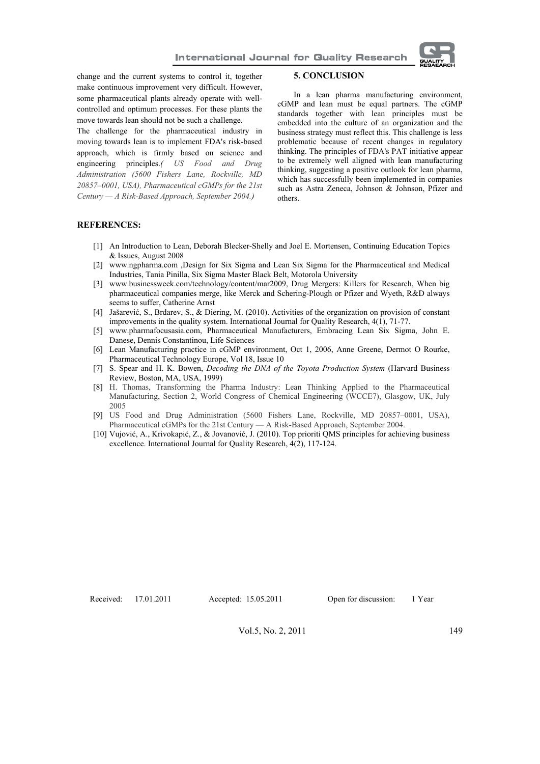change and the current systems to control it, together make continuous improvement very difficult. However, some pharmaceutical plants already operate with well-controlled and optimum processes. For these plants the move towards lean should not be such a challenge.

The challenge for the pharmaceutical industry in moving towards lean is to implement FDA's risk-based approach, which is firmly based on science and engineering principles.*( US Food and Drug Administration (5600 Fishers Lane, Rockville, MD 20857–0001, USA), Pharmaceutical cGMPs for the 21st Century — A Risk-Based Approach, September 2004.)*

## 5. CONCLUSION

In a lean pharma manufacturing environment, cGMP and lean must be equal partners. The cGMP standards together with lean principles must be embedded into the culture of an organization and the business strategy must reflect this. This challenge is less problematic because of recent changes in regulatory thinking. The principles of FDA's PAT initiative appear to be extremely well aligned with lean manufacturing thinking, suggesting a positive outlook for lean pharma, which has successfully been implemented in companies such as Astra Zeneca, Johnson & Johnson, Pfizer and others.

## REFERENCES:

[1] An Introduction to Lean, Deborah Blecker-Shelly and Joel E. Mortensen, Continuing Education Topics & Issues, August 2008

[2] www.ngpharma.com ,Design for Six Sigma and Lean Six Sigma for the Pharmaceutical and Medical Industries, Tania Pinilla, Six Sigma Master Black Belt, Motorola University

[3] www.businessweek.com/technology/content/mar2009, Drug Mergers: Killers for Research, When big pharmaceutical companies merge, like Merck and Schering-Plough or Pfizer and Wyeth, R&D always seems to suffer, Catherine Arnst

[4] Jašarević, S., Brdarev, S., & Diering, M. (2010). Activities of the organization on provision of constant improvements in the quality system. International Journal for Quality Research, 4(1), 71-77.

[5] www.pharmafocusasia.com, Pharmaceutical Manufacturers, Embracing Lean Six Sigma, John E. Danese, Dennis Constantinou, Life Sciences

[6] Lean Manufacturing practice in cGMP environment, Oct 1, 2006, Anne Greene, Dermot O Rourke, Pharmaceutical Technology Europe, Vol 18, Issue 10

[7] S. Spear and H. K. Bowen, *Decoding the DNA of the Toyota Production System* (Harvard Business Review, Boston, MA, USA, 1999)

[8] H. Thomas, Transforming the Pharma Industry: Lean Thinking Applied to the Pharmaceutical Manufacturing, Section 2, World Congress of Chemical Engineering (WCCE7), Glasgow, UK, July 2005

[9] US Food and Drug Administration (5600 Fishers Lane, Rockville, MD 20857–0001, USA), Pharmaceutical cGMPs for the 21st Century — A Risk-Based Approach, September 2004.

[10] Vujović, A., Krivokapić, Z., & Jovanović, J. (2010). Top prioriti QMS principles for achieving business excellence. International Journal for Quality Research, 4(2), 117-124.

Received: 17.01.2011 Accepted: 15.05.2011 Open for discussion: 1 Year